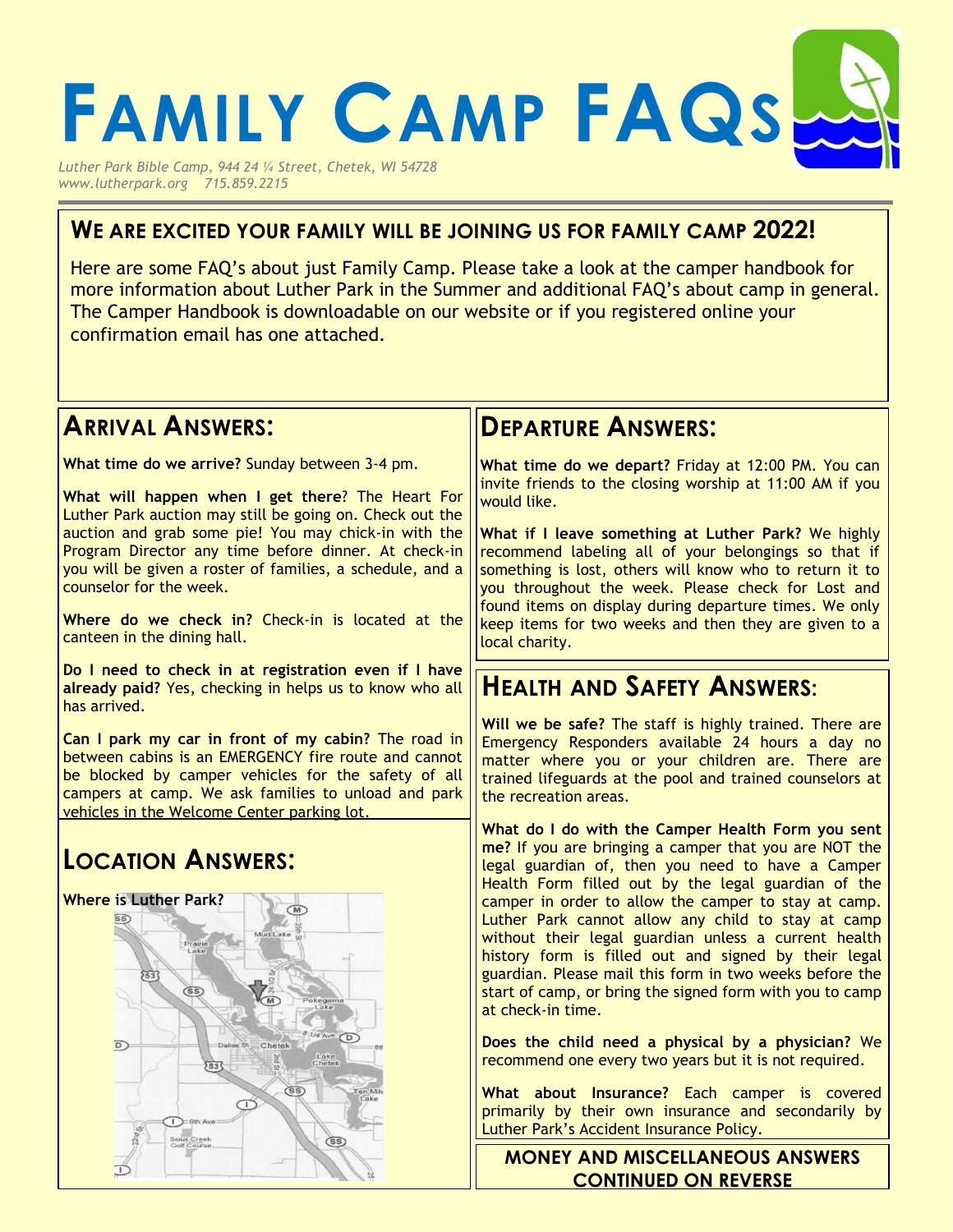# FAMILY CAMP FAQs

*Luther Park Bible Camp, 944 24 ¼ Street, Chetek, WI 54728*
*www.lutherpark.org 715.859.2215*

## WE ARE EXCITED YOUR FAMILY WILL BE JOINING US FOR FAMILY CAMP 2022!

Here are some FAQ's about just Family Camp. Please take a look at the camper handbook for more information about Luther Park in the Summer and additional FAQ's about camp in general. The Camper Handbook is downloadable on our website or if you registered online your confirmation email has one attached.

## ARRIVAL ANSWERS:

**What time do we arrive?** Sunday between 3-4 pm.

**What will happen when I get there**? The Heart For Luther Park auction may still be going on. Check out the auction and grab some pie! You may chick-in with the Program Director any time before dinner. At check-in you will be given a roster of families, a schedule, and a counselor for the week.

**Where do we check in?** Check-in is located at the canteen in the dining hall.

**Do I need to check in at registration even if I have already paid?** Yes, checking in helps us to know who all has arrived.

**Can I park my car in front of my cabin?** The road in between cabins is an EMERGENCY fire route and cannot be blocked by camper vehicles for the safety of all campers at camp. We ask families to unload and park vehicles in the Welcome Center parking lot.

## LOCATION ANSWERS:

**Where is Luther Park?**

## DEPARTURE ANSWERS:

**What time do we depart?** Friday at 12:00 PM. You can invite friends to the closing worship at 11:00 AM if you would like.

**What if I leave something at Luther Park?** We highly recommend labeling all of your belongings so that if something is lost, others will know who to return it to you throughout the week. Please check for Lost and found items on display during departure times. We only keep items for two weeks and then they are given to a local charity.

## HEALTH AND SAFETY ANSWERS:

**Will we be safe?** The staff is highly trained. There are Emergency Responders available 24 hours a day no matter where you or your children are. There are trained lifeguards at the pool and trained counselors at the recreation areas.

**What do I do with the Camper Health Form you sent me?** If you are bringing a camper that you are NOT the legal guardian of, then you need to have a Camper Health Form filled out by the legal guardian of the camper in order to allow the camper to stay at camp. Luther Park cannot allow any child to stay at camp without their legal guardian unless a current health history form is filled out and signed by their legal guardian. Please mail this form in two weeks before the start of camp, or bring the signed form with you to camp at check-in time.

**Does the child need a physical by a physician?** We recommend one every two years but it is not required.

**What about Insurance?** Each camper is covered primarily by their own insurance and secondarily by Luther Park's Accident Insurance Policy.

**MONEY AND MISCELLANEOUS ANSWERS CONTINUED ON REVERSE**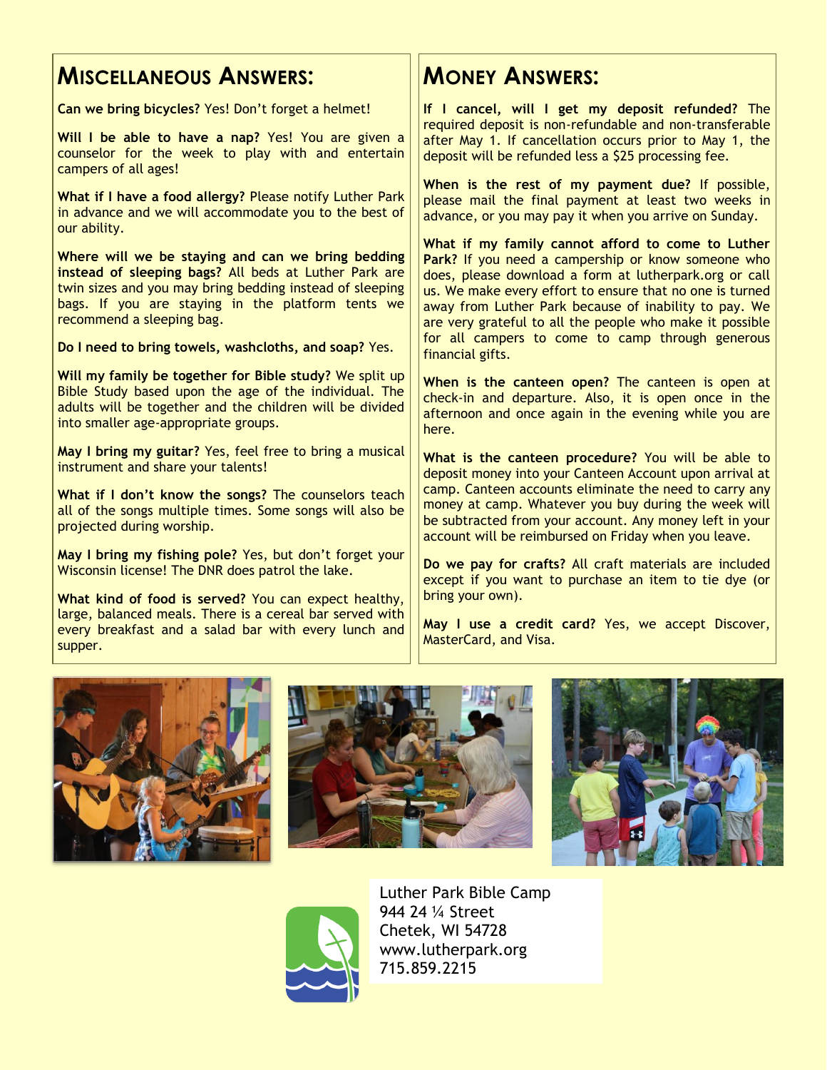## MISCELLANEOUS ANSWERS:

**Can we bring bicycles?** Yes! Don't forget a helmet!

**Will I be able to have a nap?** Yes! You are given a counselor for the week to play with and entertain campers of all ages!

**What if I have a food allergy?** Please notify Luther Park in advance and we will accommodate you to the best of our ability.

**Where will we be staying and can we bring bedding instead of sleeping bags?** All beds at Luther Park are twin sizes and you may bring bedding instead of sleeping bags. If you are staying in the platform tents we recommend a sleeping bag.

**Do I need to bring towels, washcloths, and soap?** Yes.

**Will my family be together for Bible study?** We split up Bible Study based upon the age of the individual. The adults will be together and the children will be divided into smaller age-appropriate groups.

**May I bring my guitar?** Yes, feel free to bring a musical instrument and share your talents!

**What if I don't know the songs?** The counselors teach all of the songs multiple times. Some songs will also be projected during worship.

**May I bring my fishing pole?** Yes, but don't forget your Wisconsin license! The DNR does patrol the lake.

**What kind of food is served?** You can expect healthy, large, balanced meals. There is a cereal bar served with every breakfast and a salad bar with every lunch and supper.

## MONEY ANSWERS:

**If I cancel, will I get my deposit refunded?** The required deposit is non-refundable and non-transferable after May 1. If cancellation occurs prior to May 1, the deposit will be refunded less a $25 processing fee.

**When is the rest of my payment due?** If possible, please mail the final payment at least two weeks in advance, or you may pay it when you arrive on Sunday.

**What if my family cannot afford to come to Luther Park?** If you need a campership or know someone who does, please download a form at lutherpark.org or call us. We make every effort to ensure that no one is turned away from Luther Park because of inability to pay. We are very grateful to all the people who make it possible for all campers to come to camp through generous financial gifts.

**When is the canteen open?** The canteen is open at check-in and departure. Also, it is open once in the afternoon and once again in the evening while you are here.

**What is the canteen procedure?** You will be able to deposit money into your Canteen Account upon arrival at camp. Canteen accounts eliminate the need to carry any money at camp. Whatever you buy during the week will be subtracted from your account. Any money left in your account will be reimbursed on Friday when you leave.

**Do we pay for crafts?** All craft materials are included except if you want to purchase an item to tie dye (or bring your own).

**May I use a credit card?** Yes, we accept Discover, MasterCard, and Visa.

Luther Park Bible Camp
944 24 ¼ Street
Chetek, WI 54728
www.lutherpark.org
715.859.2215